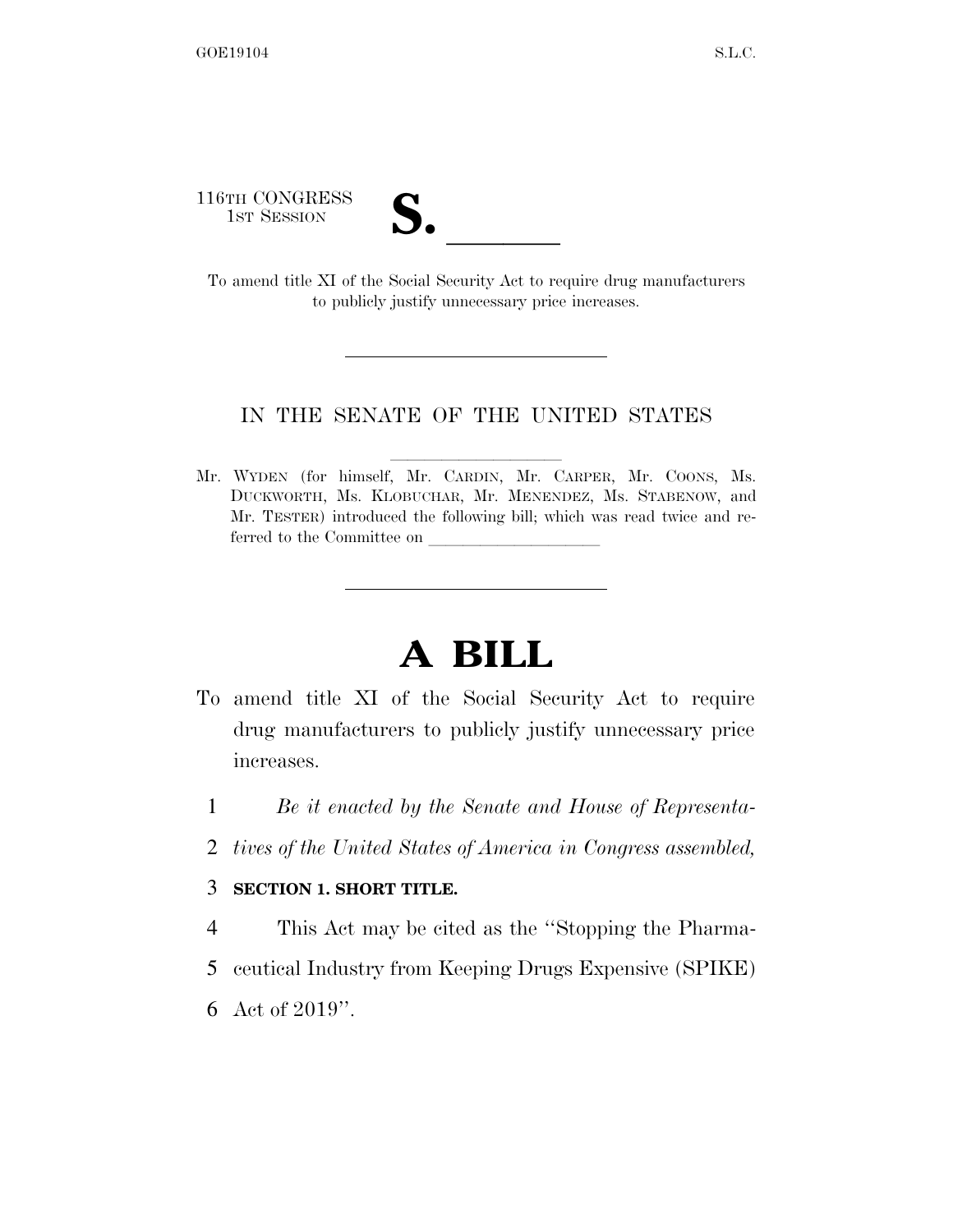116TH CONGRESS
1ST SESSION

# S. \_\_\_\_\_\_

To amend title XI of the Social Security Act to require drug manufacturers to publicly justify unnecessary price increases.

---

IN THE SENATE OF THE UNITED STATES

Mr. WYDEN (for himself, Mr. CARDIN, Mr. CARPER, Mr. COONS, Ms. DUCKWORTH, Ms. KLOBUCHAR, Mr. MENENDEZ, Ms. STABENOW, and Mr. TESTER) introduced the following bill; which was read twice and referred to the Committee on \_\_\_\_\_\_\_\_\_\_\_\_\_\_\_\_\_\_\_\_

---

# A BILL

To amend title XI of the Social Security Act to require drug manufacturers to publicly justify unnecessary price increases.

1 *Be it enacted by the Senate and House of Representa-*
2 *tives of the United States of America in Congress assembled,*

3 **SECTION 1. SHORT TITLE.**

4 This Act may be cited as the "Stopping the Pharma-
5 ceutical Industry from Keeping Drugs Expensive (SPIKE)
6 Act of 2019".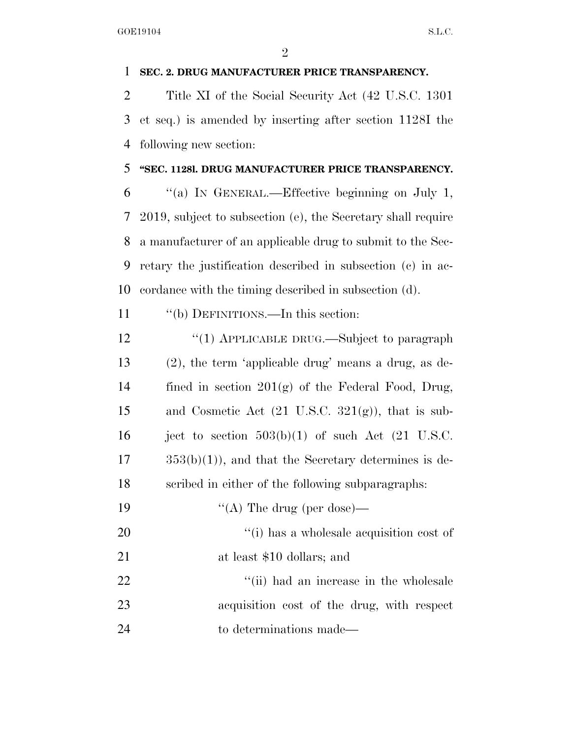**SEC. 2. DRUG MANUFACTURER PRICE TRANSPARENCY.**

Title XI of the Social Security Act (42 U.S.C. 1301 et seq.) is amended by inserting after section 1128I the following new section:

**"SEC. 1128l. DRUG MANUFACTURER PRICE TRANSPARENCY.**

"(a) IN GENERAL.—Effective beginning on July 1, 2019, subject to subsection (e), the Secretary shall require a manufacturer of an applicable drug to submit to the Secretary the justification described in subsection (c) in accordance with the timing described in subsection (d).

"(b) DEFINITIONS.—In this section:

"(1) APPLICABLE DRUG.—Subject to paragraph (2), the term 'applicable drug' means a drug, as defined in section 201(g) of the Federal Food, Drug, and Cosmetic Act (21 U.S.C. 321(g)), that is subject to section 503(b)(1) of such Act (21 U.S.C. 353(b)(1)), and that the Secretary determines is described in either of the following subparagraphs:

"(A) The drug (per dose)—

"(i) has a wholesale acquisition cost of at least $10 dollars; and

"(ii) had an increase in the wholesale acquisition cost of the drug, with respect to determinations made—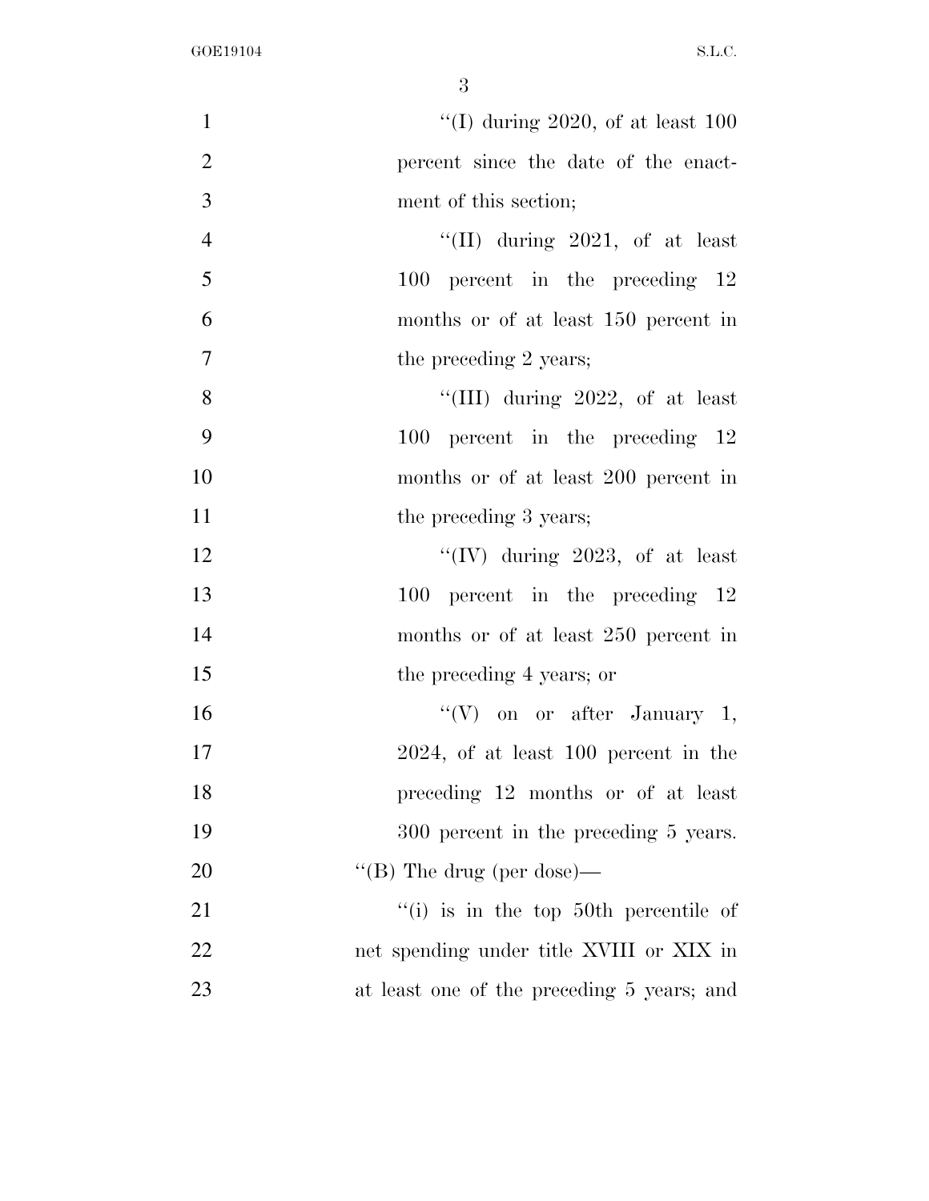''(I) during 2020, of at least 100 percent since the date of the enactment of this section;

''(II) during 2021, of at least 100 percent in the preceding 12 months or of at least 150 percent in the preceding 2 years;

''(III) during 2022, of at least 100 percent in the preceding 12 months or of at least 200 percent in the preceding 3 years;

''(IV) during 2023, of at least 100 percent in the preceding 12 months or of at least 250 percent in the preceding 4 years; or

''(V) on or after January 1, 2024, of at least 100 percent in the preceding 12 months or of at least 300 percent in the preceding 5 years.

''(B) The drug (per dose)—

''(i) is in the top 50th percentile of net spending under title XVIII or XIX in at least one of the preceding 5 years; and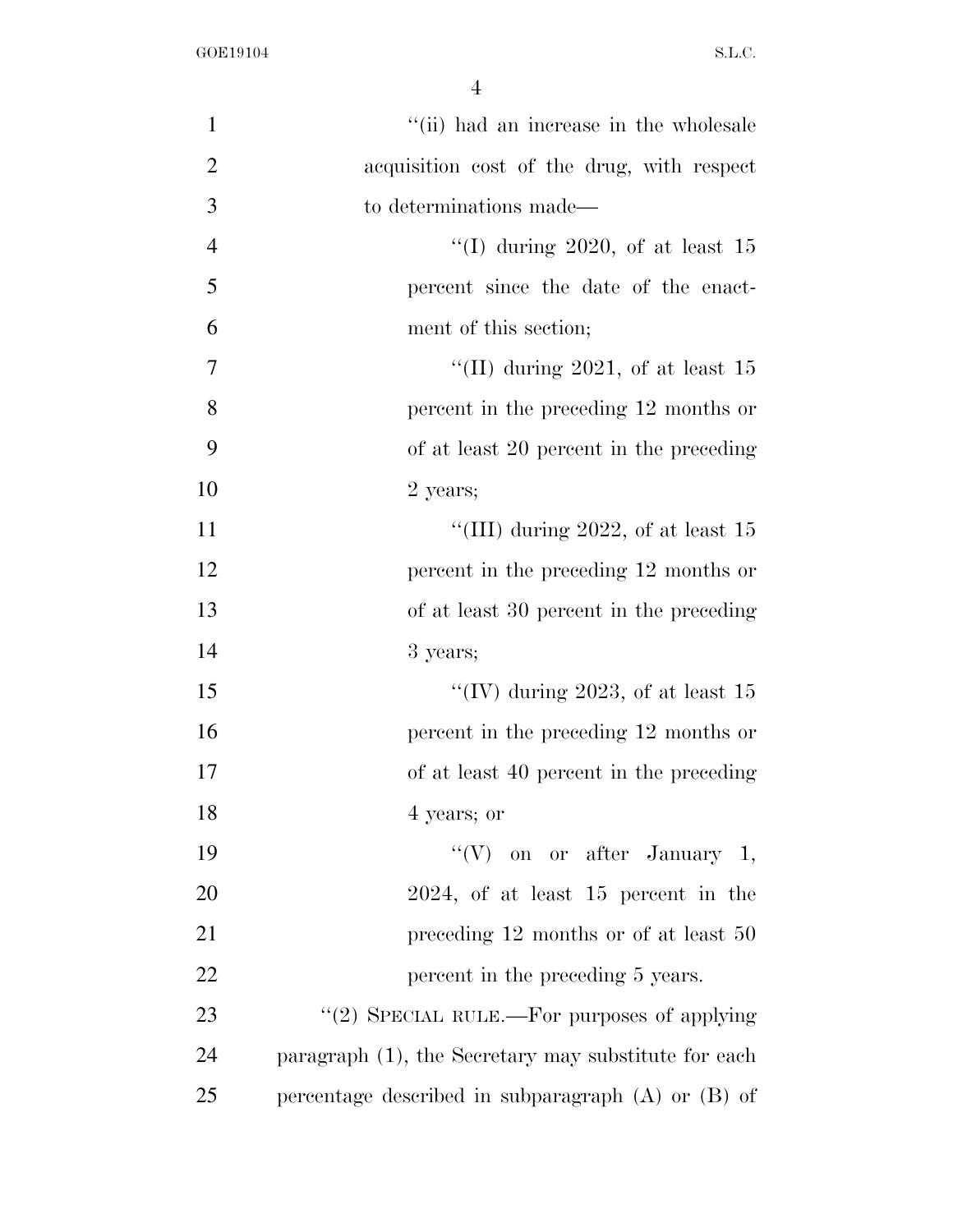''(ii) had an increase in the wholesale acquisition cost of the drug, with respect to determinations made—

''(I) during 2020, of at least 15 percent since the date of the enactment of this section;

''(II) during 2021, of at least 15 percent in the preceding 12 months or of at least 20 percent in the preceding 2 years;

''(III) during 2022, of at least 15 percent in the preceding 12 months or of at least 30 percent in the preceding 3 years;

''(IV) during 2023, of at least 15 percent in the preceding 12 months or of at least 40 percent in the preceding 4 years; or

''(V) on or after January 1, 2024, of at least 15 percent in the preceding 12 months or of at least 50 percent in the preceding 5 years.

''(2) SPECIAL RULE.—For purposes of applying paragraph (1), the Secretary may substitute for each percentage described in subparagraph (A) or (B) of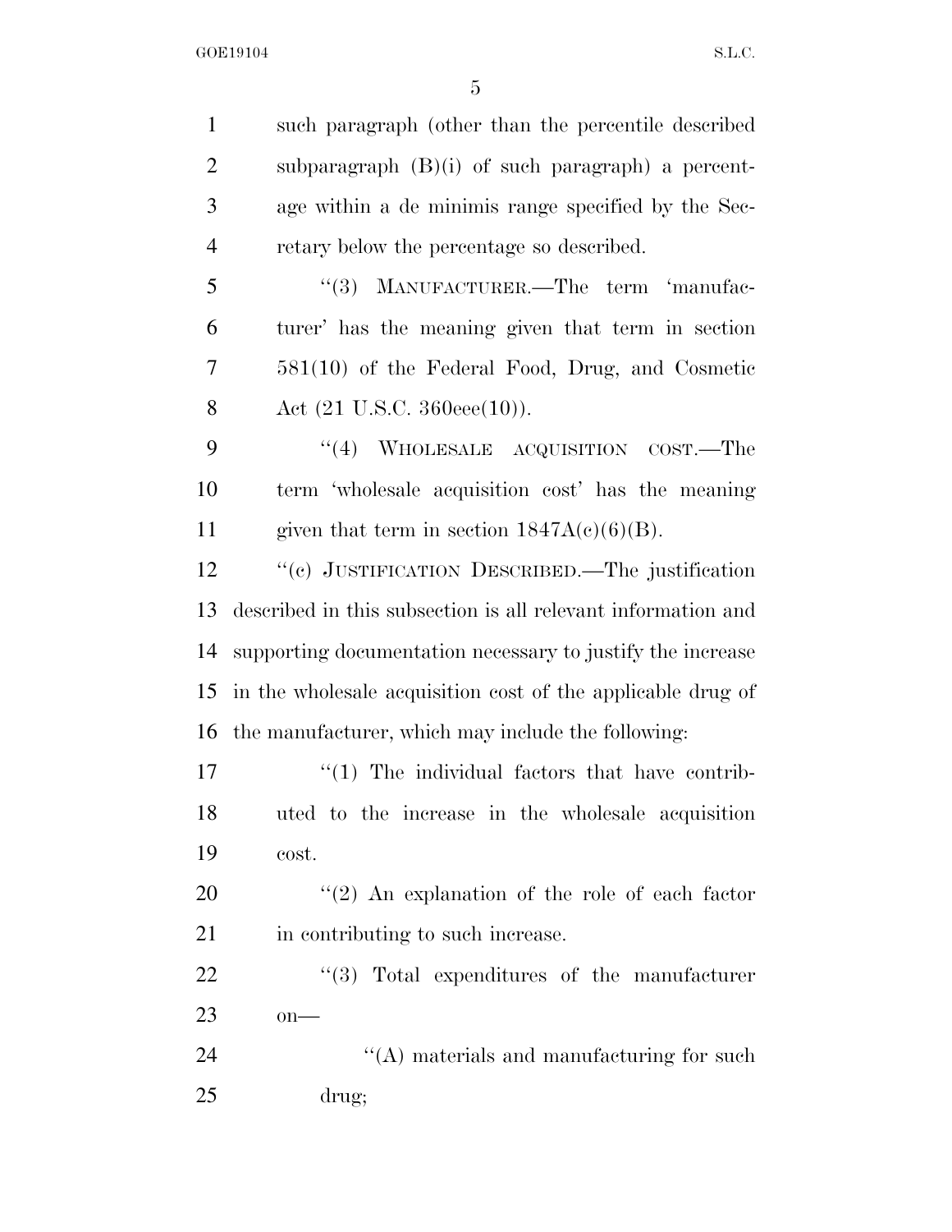such paragraph (other than the percentile described subparagraph (B)(i) of such paragraph) a percentage within a de minimis range specified by the Secretary below the percentage so described.

"(3) MANUFACTURER.—The term 'manufacturer' has the meaning given that term in section 581(10) of the Federal Food, Drug, and Cosmetic Act (21 U.S.C. 360eee(10)).

"(4) WHOLESALE ACQUISITION COST.—The term 'wholesale acquisition cost' has the meaning given that term in section 1847A(c)(6)(B).

"(c) JUSTIFICATION DESCRIBED.—The justification described in this subsection is all relevant information and supporting documentation necessary to justify the increase in the wholesale acquisition cost of the applicable drug of the manufacturer, which may include the following:

"(1) The individual factors that have contributed to the increase in the wholesale acquisition cost.

"(2) An explanation of the role of each factor in contributing to such increase.

"(3) Total expenditures of the manufacturer on—

"(A) materials and manufacturing for such drug;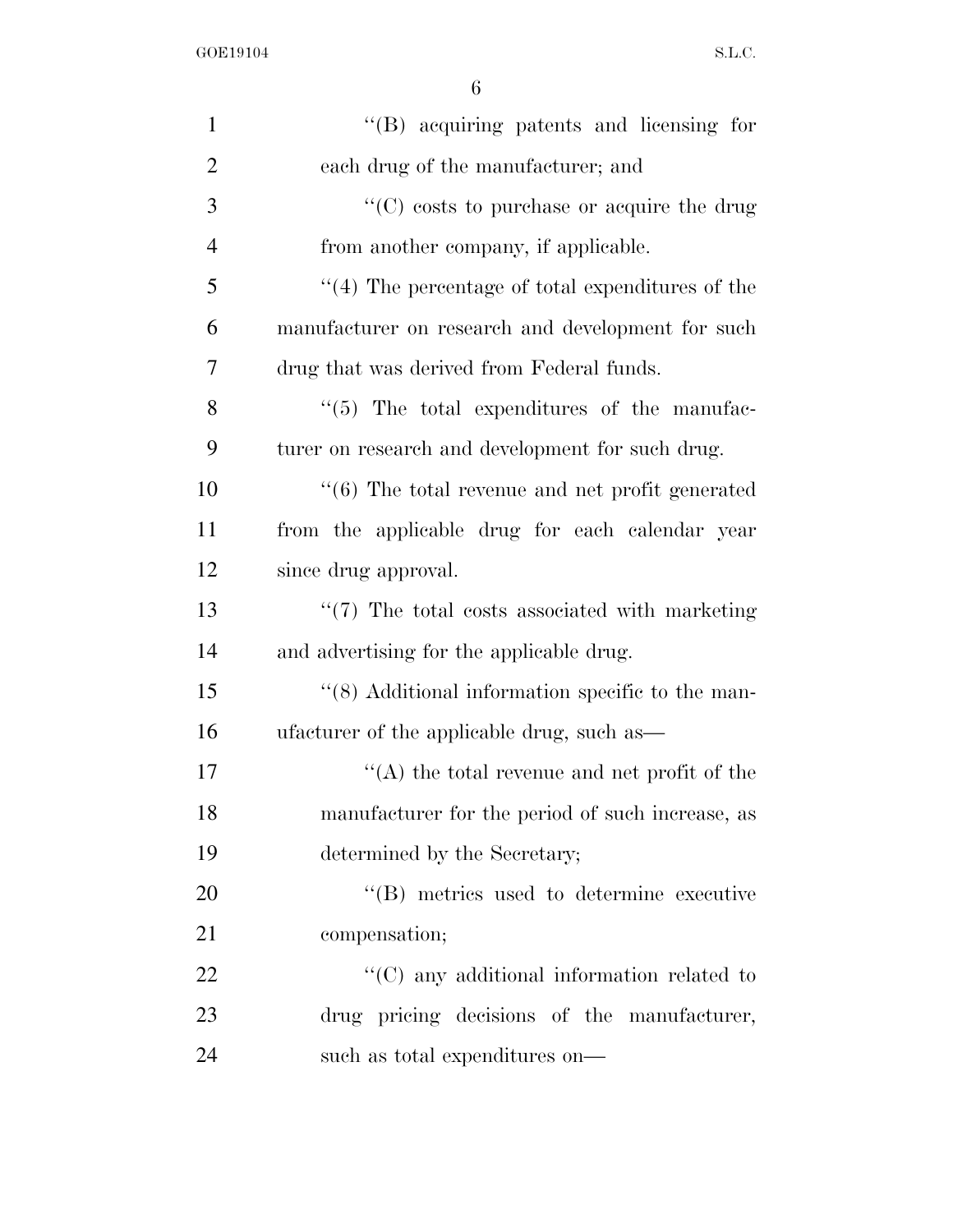"(B) acquiring patents and licensing for each drug of the manufacturer; and

"(C) costs to purchase or acquire the drug from another company, if applicable.

"(4) The percentage of total expenditures of the manufacturer on research and development for such drug that was derived from Federal funds.

"(5) The total expenditures of the manufacturer on research and development for such drug.

"(6) The total revenue and net profit generated from the applicable drug for each calendar year since drug approval.

"(7) The total costs associated with marketing and advertising for the applicable drug.

"(8) Additional information specific to the manufacturer of the applicable drug, such as—

"(A) the total revenue and net profit of the manufacturer for the period of such increase, as determined by the Secretary;

"(B) metrics used to determine executive compensation;

"(C) any additional information related to drug pricing decisions of the manufacturer, such as total expenditures on—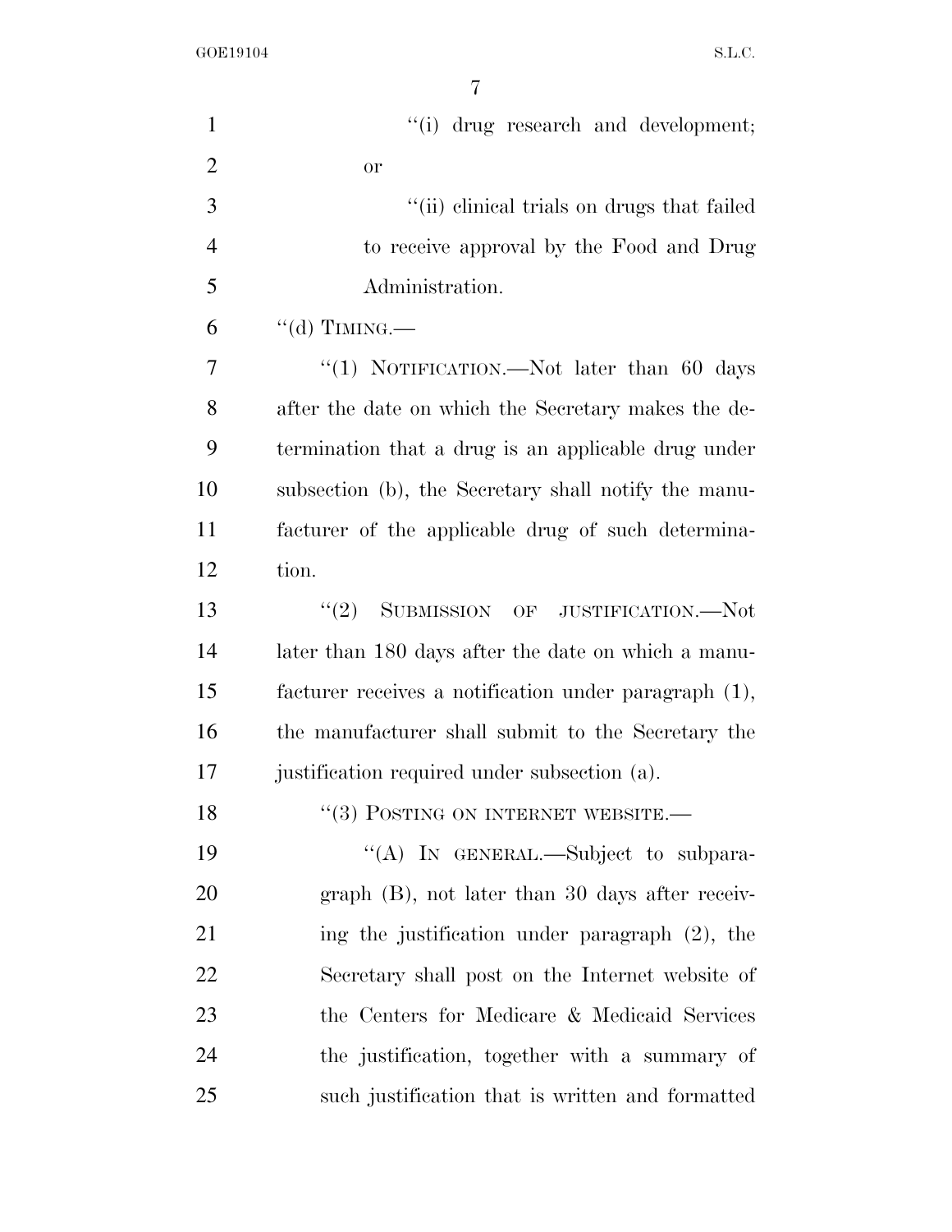"(i) drug research and development; or

"(ii) clinical trials on drugs that failed to receive approval by the Food and Drug Administration.

"(d) TIMING.—

"(1) NOTIFICATION.—Not later than 60 days after the date on which the Secretary makes the determination that a drug is an applicable drug under subsection (b), the Secretary shall notify the manufacturer of the applicable drug of such determination.

"(2) SUBMISSION OF JUSTIFICATION.—Not later than 180 days after the date on which a manufacturer receives a notification under paragraph (1), the manufacturer shall submit to the Secretary the justification required under subsection (a).

"(3) POSTING ON INTERNET WEBSITE.—

"(A) IN GENERAL.—Subject to subparagraph (B), not later than 30 days after receiving the justification under paragraph (2), the Secretary shall post on the Internet website of the Centers for Medicare & Medicaid Services the justification, together with a summary of such justification that is written and formatted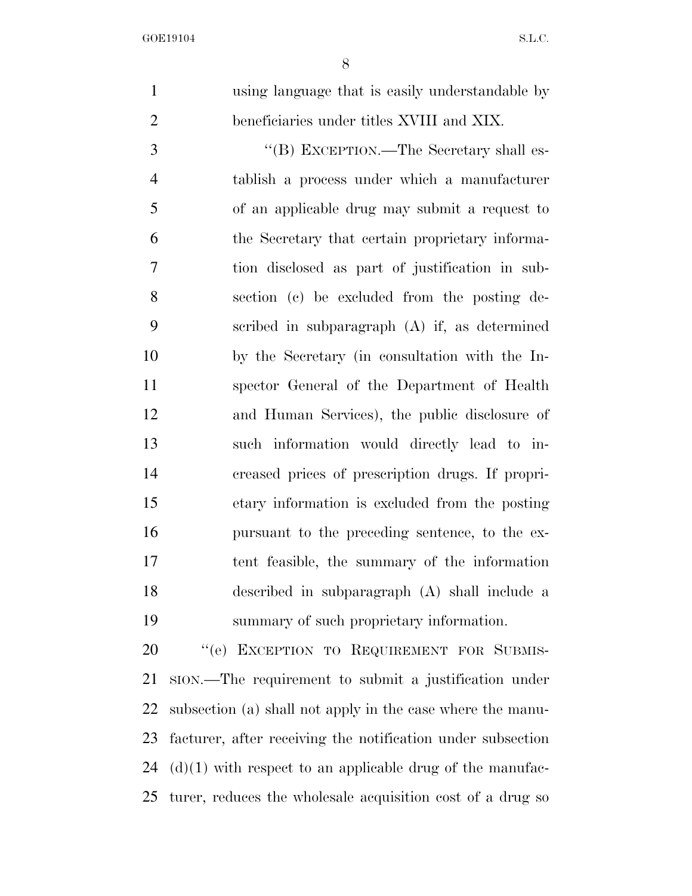using language that is easily understandable by beneficiaries under titles XVIII and XIX.

"(B) EXCEPTION.—The Secretary shall establish a process under which a manufacturer of an applicable drug may submit a request to the Secretary that certain proprietary information disclosed as part of justification in subsection (c) be excluded from the posting described in subparagraph (A) if, as determined by the Secretary (in consultation with the Inspector General of the Department of Health and Human Services), the public disclosure of such information would directly lead to increased prices of prescription drugs. If proprietary information is excluded from the posting pursuant to the preceding sentence, to the extent feasible, the summary of the information described in subparagraph (A) shall include a summary of such proprietary information.

"(e) EXCEPTION TO REQUIREMENT FOR SUBMISSION.—The requirement to submit a justification under subsection (a) shall not apply in the case where the manufacturer, after receiving the notification under subsection (d)(1) with respect to an applicable drug of the manufacturer, reduces the wholesale acquisition cost of a drug so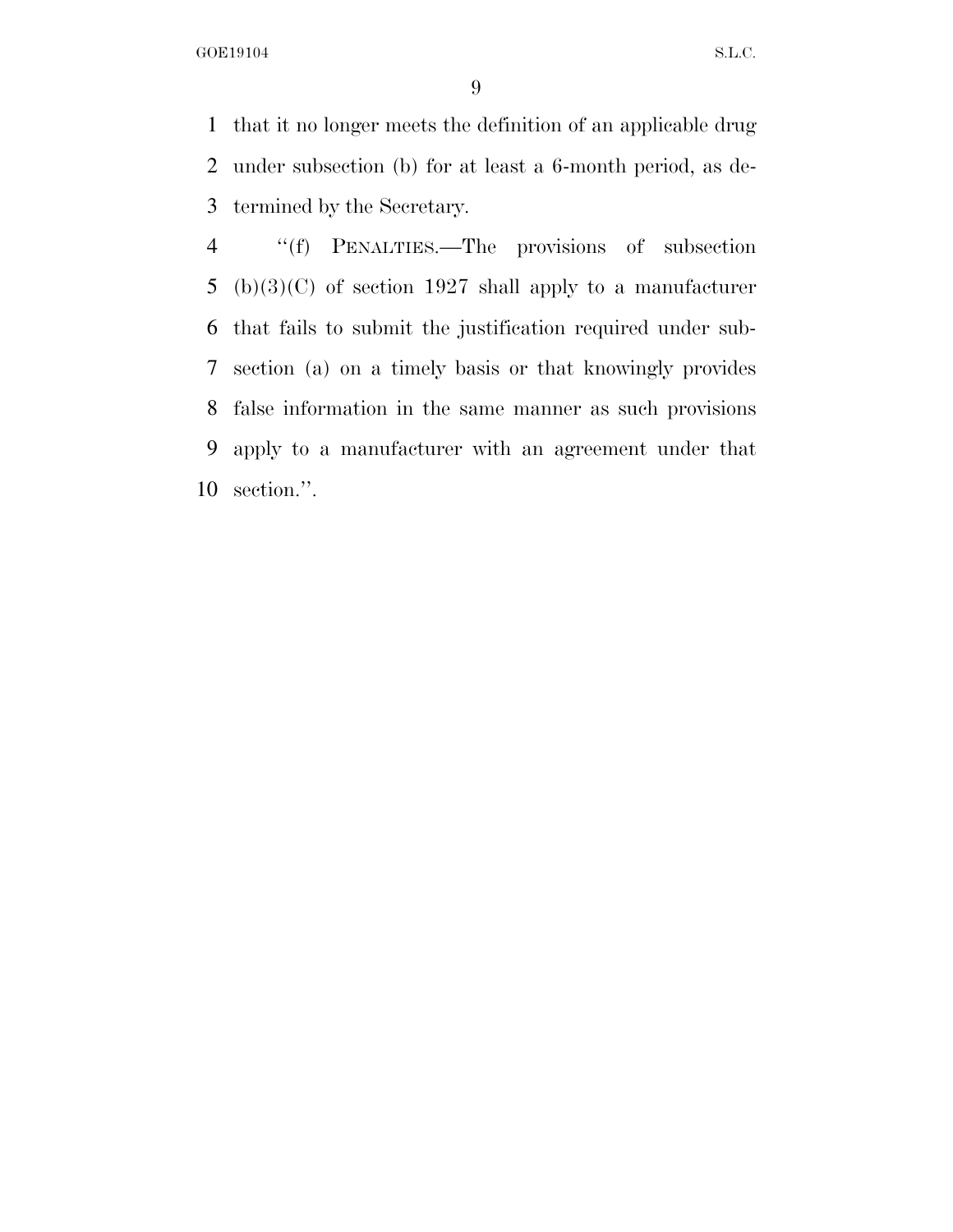that it no longer meets the definition of an applicable drug under subsection (b) for at least a 6-month period, as determined by the Secretary.

''(f) PENALTIES.—The provisions of subsection (b)(3)(C) of section 1927 shall apply to a manufacturer that fails to submit the justification required under subsection (a) on a timely basis or that knowingly provides false information in the same manner as such provisions apply to a manufacturer with an agreement under that section.''.